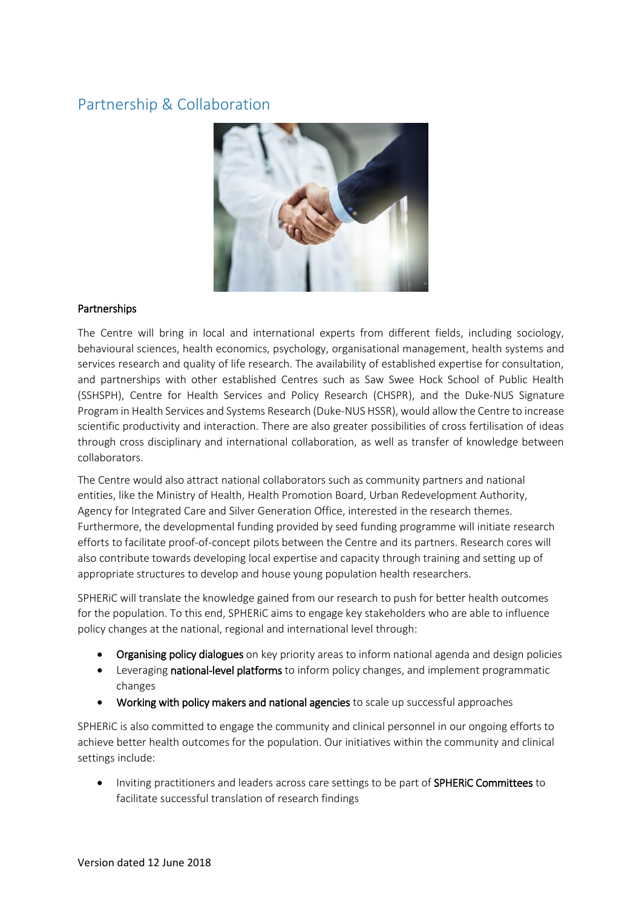## Partnership & Collaboration

**Partnerships**

The Centre will bring in local and international experts from different fields, including sociology, behavioural sciences, health economics, psychology, organisational management, health systems and services research and quality of life research. The availability of established expertise for consultation, and partnerships with other established Centres such as Saw Swee Hock School of Public Health (SSHSPH), Centre for Health Services and Policy Research (CHSPR), and the Duke-NUS Signature Program in Health Services and Systems Research (Duke-NUS HSSR), would allow the Centre to increase scientific productivity and interaction. There are also greater possibilities of cross fertilisation of ideas through cross disciplinary and international collaboration, as well as transfer of knowledge between collaborators.

The Centre would also attract national collaborators such as community partners and national entities, like the Ministry of Health, Health Promotion Board, Urban Redevelopment Authority, Agency for Integrated Care and Silver Generation Office, interested in the research themes. Furthermore, the developmental funding provided by seed funding programme will initiate research efforts to facilitate proof-of-concept pilots between the Centre and its partners. Research cores will also contribute towards developing local expertise and capacity through training and setting up of appropriate structures to develop and house young population health researchers.

SPHERiC will translate the knowledge gained from our research to push for better health outcomes for the population. To this end, SPHERiC aims to engage key stakeholders who are able to influence policy changes at the national, regional and international level through:

- **Organising policy dialogues** on key priority areas to inform national agenda and design policies
- Leveraging **national-level platforms** to inform policy changes, and implement programmatic changes
- **Working with policy makers and national agencies** to scale up successful approaches

SPHERiC is also committed to engage the community and clinical personnel in our ongoing efforts to achieve better health outcomes for the population. Our initiatives within the community and clinical settings include:

- Inviting practitioners and leaders across care settings to be part of **SPHERiC Committees** to facilitate successful translation of research findings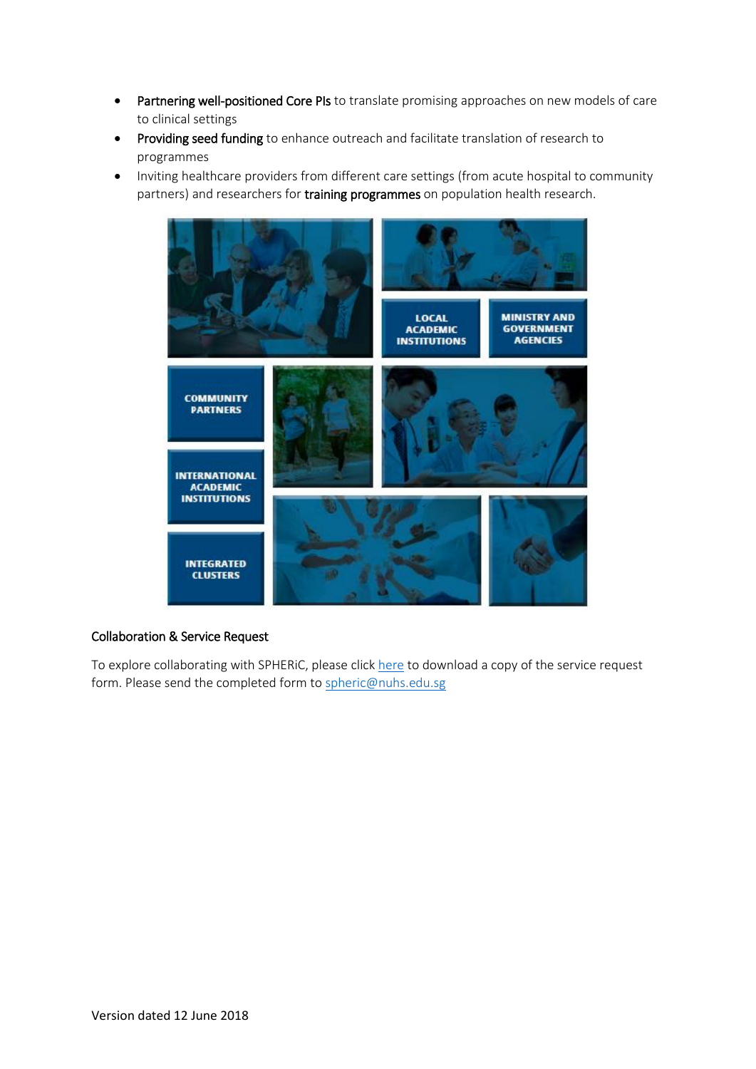- **Partnering well-positioned Core PIs** to translate promising approaches on new models of care to clinical settings
- **Providing seed funding** to enhance outreach and facilitate translation of research to programmes
- Inviting healthcare providers from different care settings (from acute hospital to community partners) and researchers for **training programmes** on population health research.

LOCAL ACADEMIC INSTITUTIONS

MINISTRY AND GOVERNMENT AGENCIES

COMMUNITY PARTNERS

INTERNATIONAL ACADEMIC INSTITUTIONS

INTEGRATED CLUSTERS

## Collaboration & Service Request

To explore collaborating with SPHERiC, please click here to download a copy of the service request form. Please send the completed form to spheric@nuhs.edu.sg

Version dated 12 June 2018